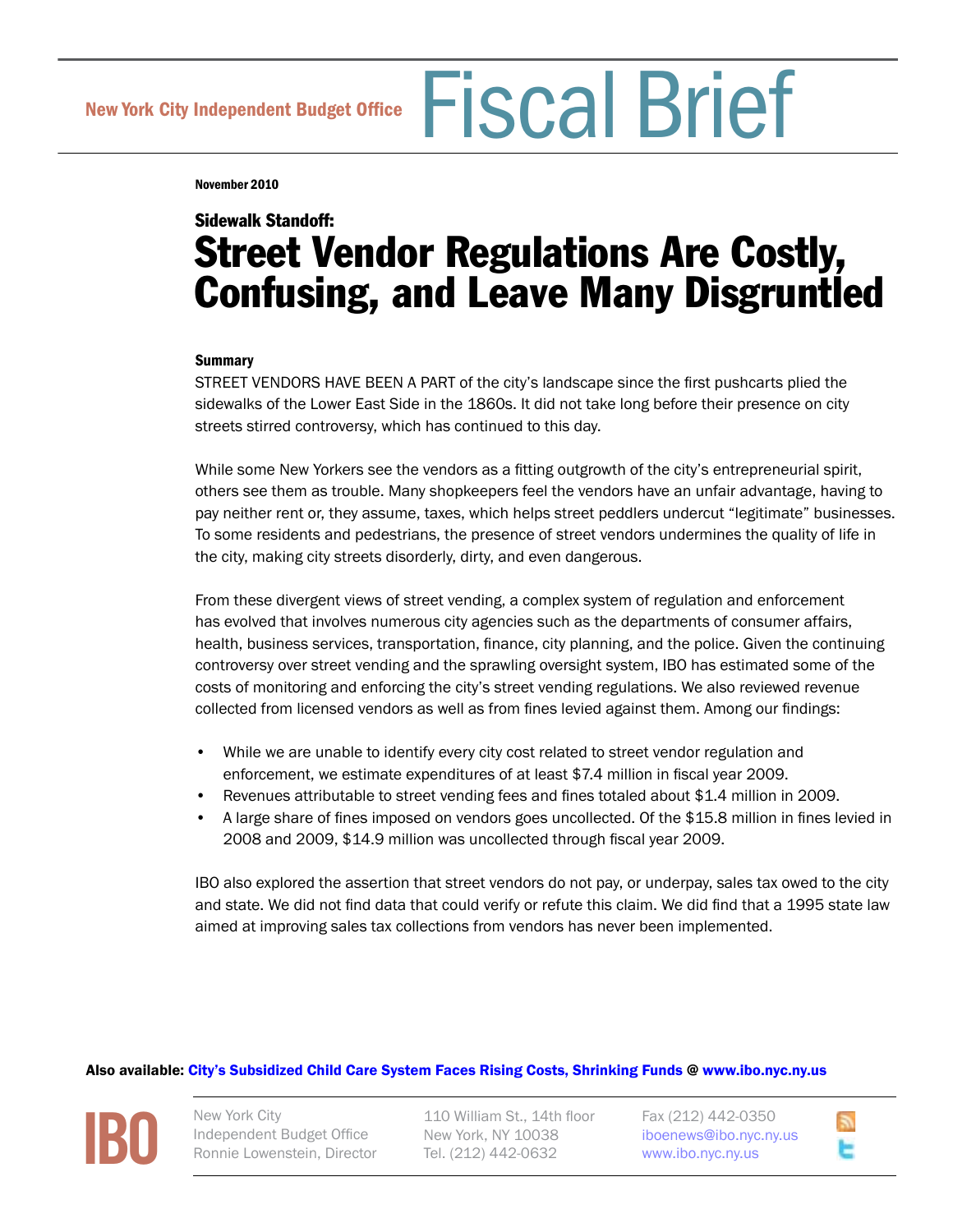New York City Independent Budget Office

# Fiscal Brief

**November 2010**

**Sidewalk Standoff:**

# Street Vendor Regulations Are Costly, Confusing, and Leave Many Disgruntled

### Summary

STREET VENDORS HAVE BEEN A PART of the city's landscape since the first pushcarts plied the sidewalks of the Lower East Side in the 1860s. It did not take long before their presence on city streets stirred controversy, which has continued to this day.

While some New Yorkers see the vendors as a fitting outgrowth of the city's entrepreneurial spirit, others see them as trouble. Many shopkeepers feel the vendors have an unfair advantage, having to pay neither rent or, they assume, taxes, which helps street peddlers undercut "legitimate" businesses. To some residents and pedestrians, the presence of street vendors undermines the quality of life in the city, making city streets disorderly, dirty, and even dangerous.

From these divergent views of street vending, a complex system of regulation and enforcement has evolved that involves numerous city agencies such as the departments of consumer affairs, health, business services, transportation, finance, city planning, and the police. Given the continuing controversy over street vending and the sprawling oversight system, IBO has estimated some of the costs of monitoring and enforcing the city's street vending regulations. We also reviewed revenue collected from licensed vendors as well as from fines levied against them. Among our findings:

- While we are unable to identify every city cost related to street vendor regulation and enforcement, we estimate expenditures of at least $7.4 million in fiscal year 2009.
- Revenues attributable to street vending fees and fines totaled about $1.4 million in 2009.
- A large share of fines imposed on vendors goes uncollected. Of the $15.8 million in fines levied in 2008 and 2009, $14.9 million was uncollected through fiscal year 2009.

IBO also explored the assertion that street vendors do not pay, or underpay, sales tax owed to the city and state. We did not find data that could verify or refute this claim. We did find that a 1995 state law aimed at improving sales tax collections from vendors has never been implemented.

**Also available: City's Subsidized Child Care System Faces Rising Costs, Shrinking Funds @ www.ibo.nyc.ny.us**

IBO

New York City Independent Budget Office
Ronnie Lowenstein, Director

110 William St., 14th floor
New York, NY 10038
Tel. (212) 442-0632

Fax (212) 442-0350
iboenews@ibo.nyc.ny.us
www.ibo.nyc.ny.us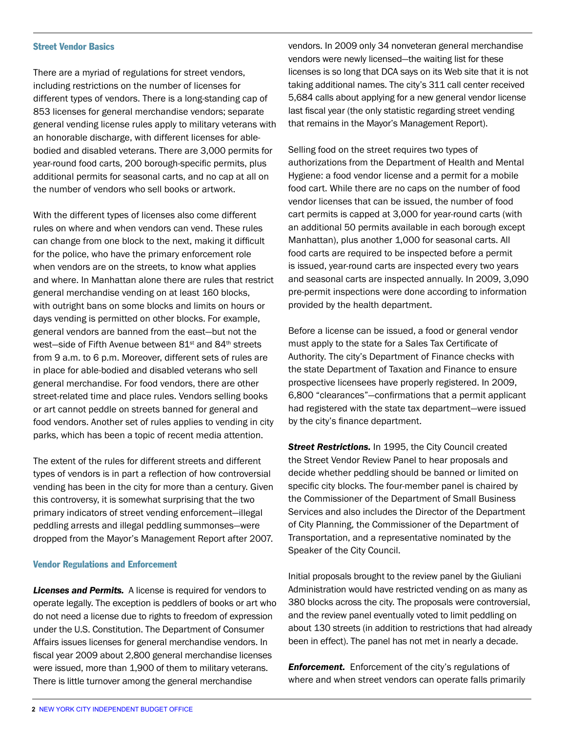## Street Vendor Basics

There are a myriad of regulations for street vendors, including restrictions on the number of licenses for different types of vendors. There is a long-standing cap of 853 licenses for general merchandise vendors; separate general vending license rules apply to military veterans with an honorable discharge, with different licenses for able-bodied and disabled veterans. There are 3,000 permits for year-round food carts, 200 borough-specific permits, plus additional permits for seasonal carts, and no cap at all on the number of vendors who sell books or artwork.

With the different types of licenses also come different rules on where and when vendors can vend. These rules can change from one block to the next, making it difficult for the police, who have the primary enforcement role when vendors are on the streets, to know what applies and where. In Manhattan alone there are rules that restrict general merchandise vending on at least 160 blocks, with outright bans on some blocks and limits on hours or days vending is permitted on other blocks. For example, general vendors are banned from the east—but not the west—side of Fifth Avenue between 81st and 84th streets from 9 a.m. to 6 p.m. Moreover, different sets of rules are in place for able-bodied and disabled veterans who sell general merchandise. For food vendors, there are other street-related time and place rules. Vendors selling books or art cannot peddle on streets banned for general and food vendors. Another set of rules applies to vending in city parks, which has been a topic of recent media attention.

The extent of the rules for different streets and different types of vendors is in part a reflection of how controversial vending has been in the city for more than a century. Given this controversy, it is somewhat surprising that the two primary indicators of street vending enforcement—illegal peddling arrests and illegal peddling summonses—were dropped from the Mayor's Management Report after 2007.

## Vendor Regulations and Enforcement

***Licenses and Permits.*** A license is required for vendors to operate legally. The exception is peddlers of books or art who do not need a license due to rights to freedom of expression under the U.S. Constitution. The Department of Consumer Affairs issues licenses for general merchandise vendors. In fiscal year 2009 about 2,800 general merchandise licenses were issued, more than 1,900 of them to military veterans. There is little turnover among the general merchandise vendors. In 2009 only 34 nonveteran general merchandise vendors were newly licensed—the waiting list for these licenses is so long that DCA says on its Web site that it is not taking additional names. The city's 311 call center received 5,684 calls about applying for a new general vendor license last fiscal year (the only statistic regarding street vending that remains in the Mayor's Management Report).

Selling food on the street requires two types of authorizations from the Department of Health and Mental Hygiene: a food vendor license and a permit for a mobile food cart. While there are no caps on the number of food vendor licenses that can be issued, the number of food cart permits is capped at 3,000 for year-round carts (with an additional 50 permits available in each borough except Manhattan), plus another 1,000 for seasonal carts. All food carts are required to be inspected before a permit is issued, year-round carts are inspected every two years and seasonal carts are inspected annually. In 2009, 3,090 pre-permit inspections were done according to information provided by the health department.

Before a license can be issued, a food or general vendor must apply to the state for a Sales Tax Certificate of Authority. The city's Department of Finance checks with the state Department of Taxation and Finance to ensure prospective licensees have properly registered. In 2009, 6,800 "clearances"—confirmations that a permit applicant had registered with the state tax department—were issued by the city's finance department.

***Street Restrictions.*** In 1995, the City Council created the Street Vendor Review Panel to hear proposals and decide whether peddling should be banned or limited on specific city blocks. The four-member panel is chaired by the Commissioner of the Department of Small Business Services and also includes the Director of the Department of City Planning, the Commissioner of the Department of Transportation, and a representative nominated by the Speaker of the City Council.

Initial proposals brought to the review panel by the Giuliani Administration would have restricted vending on as many as 380 blocks across the city. The proposals were controversial, and the review panel eventually voted to limit peddling on about 130 streets (in addition to restrictions that had already been in effect). The panel has not met in nearly a decade.

***Enforcement.*** Enforcement of the city's regulations of where and when street vendors can operate falls primarily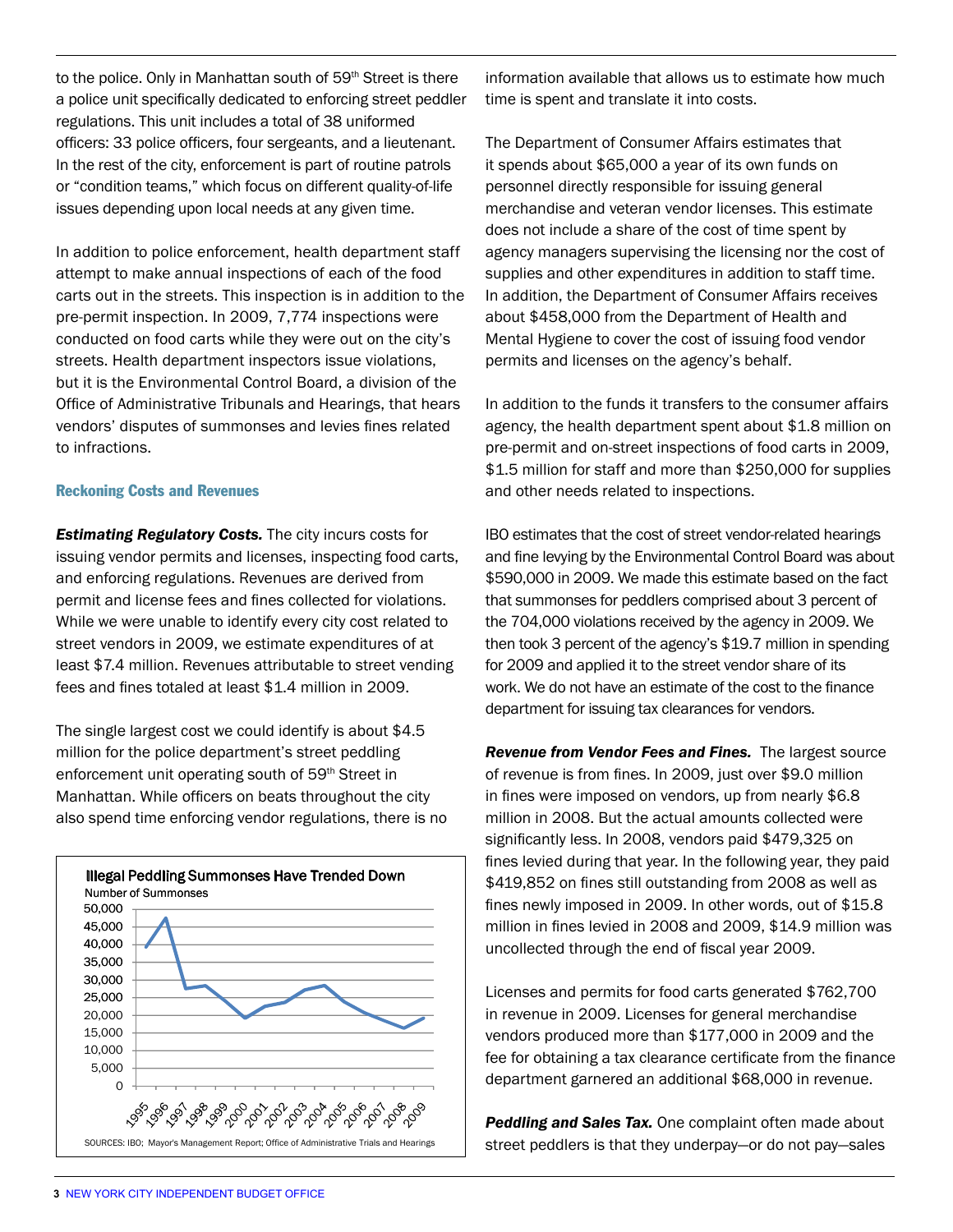to the police. Only in Manhattan south of 59th Street is there a police unit specifically dedicated to enforcing street peddler regulations. This unit includes a total of 38 uniformed officers: 33 police officers, four sergeants, and a lieutenant. In the rest of the city, enforcement is part of routine patrols or "condition teams," which focus on different quality-of-life issues depending upon local needs at any given time.

In addition to police enforcement, health department staff attempt to make annual inspections of each of the food carts out in the streets. This inspection is in addition to the pre-permit inspection. In 2009, 7,774 inspections were conducted on food carts while they were out on the city's streets. Health department inspectors issue violations, but it is the Environmental Control Board, a division of the Office of Administrative Tribunals and Hearings, that hears vendors' disputes of summonses and levies fines related to infractions.

### Reckoning Costs and Revenues

***Estimating Regulatory Costs.*** The city incurs costs for issuing vendor permits and licenses, inspecting food carts, and enforcing regulations. Revenues are derived from permit and license fees and fines collected for violations. While we were unable to identify every city cost related to street vendors in 2009, we estimate expenditures of at least $7.4 million. Revenues attributable to street vending fees and fines totaled at least $1.4 million in 2009.

The single largest cost we could identify is about $4.5 million for the police department's street peddling enforcement unit operating south of 59th Street in Manhattan. While officers on beats throughout the city also spend time enforcing vendor regulations, there is no information available that allows us to estimate how much time is spent and translate it into costs.

**Illegal Peddling Summonses Have Trended Down**

Number of Summonses

| Year | Summonses (approx.) |
|---|---|
| 1995 | 39,500 |
| 1996 | 47,500 |
| 1997 | 27,500 |
| 1998 | 28,500 |
| 1999 | 24,000 |
| 2000 | 19,500 |
| 2001 | 22,500 |
| 2002 | 23,500 |
| 2003 | 27,000 |
| 2004 | 28,500 |
| 2005 | 24,000 |
| 2006 | 21,000 |
| 2007 | 18,500 |
| 2008 | 16,500 |
| 2009 | 19,000 |

SOURCES: IBO; Mayor's Management Report; Office of Administrative Trials and Hearings

The Department of Consumer Affairs estimates that it spends about $65,000 a year of its own funds on personnel directly responsible for issuing general merchandise and veteran vendor licenses. This estimate does not include a share of the cost of time spent by agency managers supervising the licensing nor the cost of supplies and other expenditures in addition to staff time. In addition, the Department of Consumer Affairs receives about $458,000 from the Department of Health and Mental Hygiene to cover the cost of issuing food vendor permits and licenses on the agency's behalf.

In addition to the funds it transfers to the consumer affairs agency, the health department spent about $1.8 million on pre-permit and on-street inspections of food carts in 2009, $1.5 million for staff and more than $250,000 for supplies and other needs related to inspections.

IBO estimates that the cost of street vendor-related hearings and fine levying by the Environmental Control Board was about $590,000 in 2009. We made this estimate based on the fact that summonses for peddlers comprised about 3 percent of the 704,000 violations received by the agency in 2009. We then took 3 percent of the agency's $19.7 million in spending for 2009 and applied it to the street vendor share of its work. We do not have an estimate of the cost to the finance department for issuing tax clearances for vendors.

***Revenue from Vendor Fees and Fines.*** The largest source of revenue is from fines. In 2009, just over $9.0 million in fines were imposed on vendors, up from nearly $6.8 million in 2008. But the actual amounts collected were significantly less. In 2008, vendors paid $479,325 on fines levied during that year. In the following year, they paid $419,852 on fines still outstanding from 2008 as well as fines newly imposed in 2009. In other words, out of $15.8 million in fines levied in 2008 and 2009, $14.9 million was uncollected through the end of fiscal year 2009.

Licenses and permits for food carts generated $762,700 in revenue in 2009. Licenses for general merchandise vendors produced more than $177,000 in 2009 and the fee for obtaining a tax clearance certificate from the finance department garnered an additional $68,000 in revenue.

***Peddling and Sales Tax.*** One complaint often made about street peddlers is that they underpay—or do not pay—sales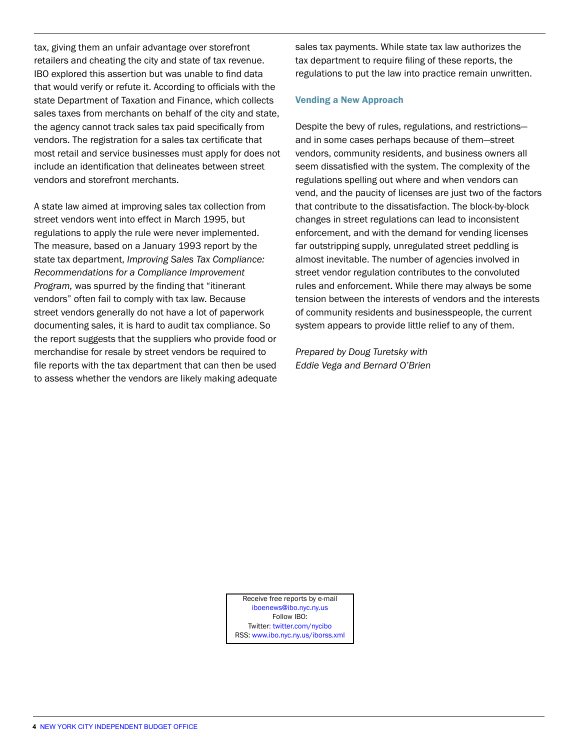tax, giving them an unfair advantage over storefront retailers and cheating the city and state of tax revenue. IBO explored this assertion but was unable to find data that would verify or refute it. According to officials with the state Department of Taxation and Finance, which collects sales taxes from merchants on behalf of the city and state, the agency cannot track sales tax paid specifically from vendors. The registration for a sales tax certificate that most retail and service businesses must apply for does not include an identification that delineates between street vendors and storefront merchants.

A state law aimed at improving sales tax collection from street vendors went into effect in March 1995, but regulations to apply the rule were never implemented. The measure, based on a January 1993 report by the state tax department, *Improving Sales Tax Compliance: Recommendations for a Compliance Improvement Program,* was spurred by the finding that "itinerant vendors" often fail to comply with tax law. Because street vendors generally do not have a lot of paperwork documenting sales, it is hard to audit tax compliance. So the report suggests that the suppliers who provide food or merchandise for resale by street vendors be required to file reports with the tax department that can then be used to assess whether the vendors are likely making adequate sales tax payments. While state tax law authorizes the tax department to require filing of these reports, the regulations to put the law into practice remain unwritten.

### Vending a New Approach

Despite the bevy of rules, regulations, and restrictions—and in some cases perhaps because of them—street vendors, community residents, and business owners all seem dissatisfied with the system. The complexity of the regulations spelling out where and when vendors can vend, and the paucity of licenses are just two of the factors that contribute to the dissatisfaction. The block-by-block changes in street regulations can lead to inconsistent enforcement, and with the demand for vending licenses far outstripping supply, unregulated street peddling is almost inevitable. The number of agencies involved in street vendor regulation contributes to the convoluted rules and enforcement. While there may always be some tension between the interests of vendors and the interests of community residents and businesspeople, the current system appears to provide little relief to any of them.

*Prepared by Doug Turetsky with Eddie Vega and Bernard O'Brien*

Receive free reports by e-mail
iboenews@ibo.nyc.ny.us
Follow IBO:
Twitter: twitter.com/nycibo
RSS: www.ibo.nyc.ny.us/iborss.xml